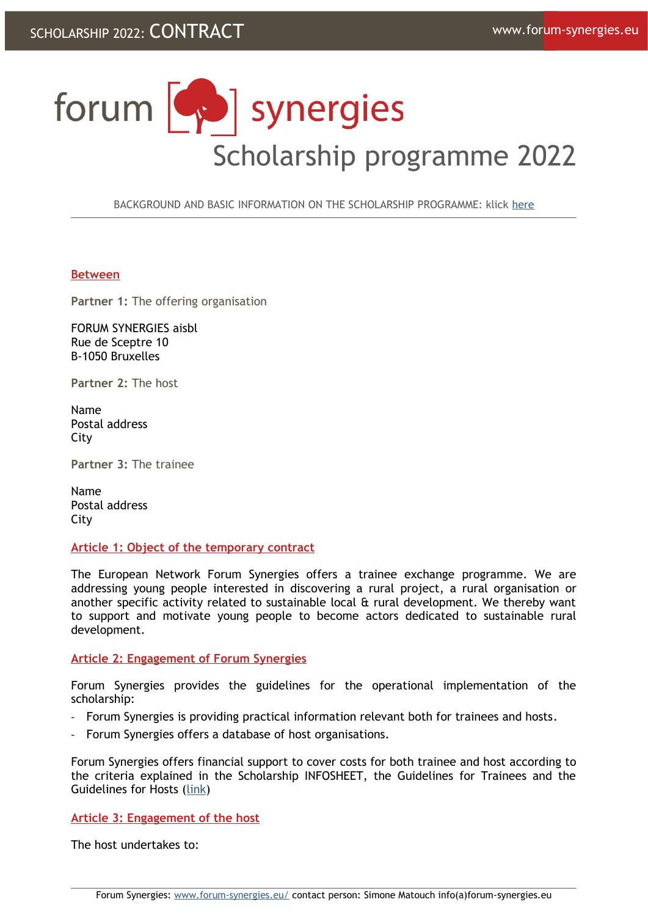# forum synergies

## Scholarship programme 2022

BACKGROUND AND BASIC INFORMATION ON THE SCHOLARSHIP PROGRAMME: klick here

---

**Between**

**Partner 1:** The offering organisation

FORUM SYNERGIES aisbl
Rue de Sceptre 10
B-1050 Bruxelles

**Partner 2:** The host

Name
Postal address
City

**Partner 3:** The trainee

Name
Postal address
City

### Article 1: Object of the temporary contract

The European Network Forum Synergies offers a trainee exchange programme. We are addressing young people interested in discovering a rural project, a rural organisation or another specific activity related to sustainable local & rural development. We thereby want to support and motivate young people to become actors dedicated to sustainable rural development.

### Article 2: Engagement of Forum Synergies

Forum Synergies provides the guidelines for the operational implementation of the scholarship:

- Forum Synergies is providing practical information relevant both for trainees and hosts.
- Forum Synergies offers a database of host organisations.

Forum Synergies offers financial support to cover costs for both trainee and host according to the criteria explained in the Scholarship INFOSHEET, the Guidelines for Trainees and the Guidelines for Hosts (link)

### Article 3: Engagement of the host

The host undertakes to: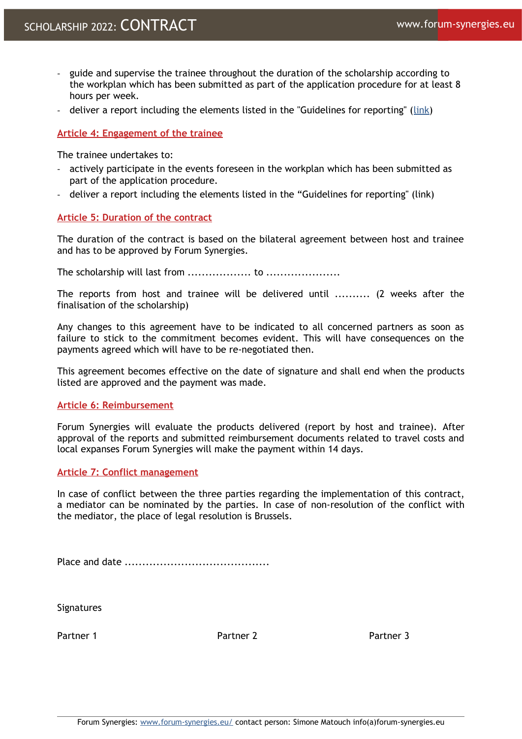- guide and supervise the trainee throughout the duration of the scholarship according to the workplan which has been submitted as part of the application procedure for at least 8 hours per week.
- deliver a report including the elements listed in the "Guidelines for reporting" (link)

## Article 4: Engagement of the trainee

The trainee undertakes to:

- actively participate in the events foreseen in the workplan which has been submitted as part of the application procedure.
- deliver a report including the elements listed in the "Guidelines for reporting" (link)

## Article 5: Duration of the contract

The duration of the contract is based on the bilateral agreement between host and trainee and has to be approved by Forum Synergies.

The scholarship will last from .................. to .....................

The reports from host and trainee will be delivered until .......... (2 weeks after the finalisation of the scholarship)

Any changes to this agreement have to be indicated to all concerned partners as soon as failure to stick to the commitment becomes evident. This will have consequences on the payments agreed which will have to be re-negotiated then.

This agreement becomes effective on the date of signature and shall end when the products listed are approved and the payment was made.

## Article 6: Reimbursement

Forum Synergies will evaluate the products delivered (report by host and trainee). After approval of the reports and submitted reimbursement documents related to travel costs and local expanses Forum Synergies will make the payment within 14 days.

## Article 7: Conflict management

In case of conflict between the three parties regarding the implementation of this contract, a mediator can be nominated by the parties. In case of non-resolution of the conflict with the mediator, the place of legal resolution is Brussels.

Place and date .........................................

Signatures

Partner 1 Partner 2 Partner 3

Forum Synergies: www.forum-synergies.eu/ contact person: Simone Matouch info(a)forum-synergies.eu